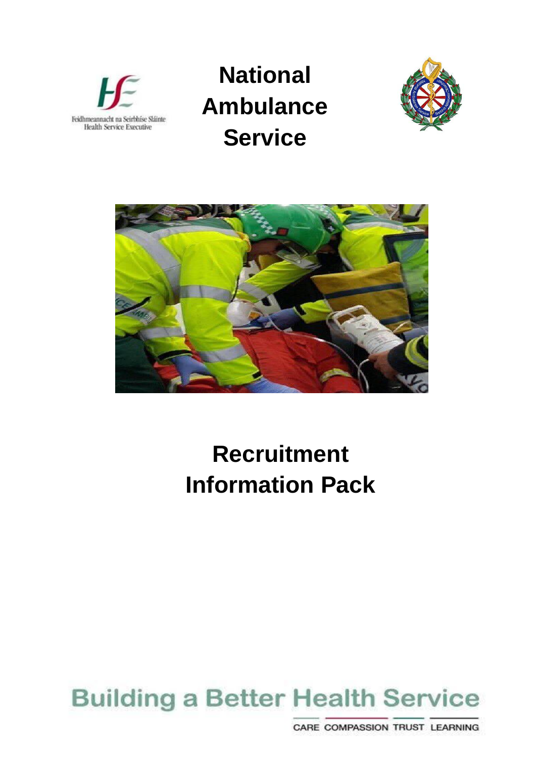Feidhmeannacht na Seirbhíse Sláinte
Health Service Executive

# National Ambulance Service

# Recruitment Information Pack

Building a Better Health Service

CARE COMPASSION TRUST LEARNING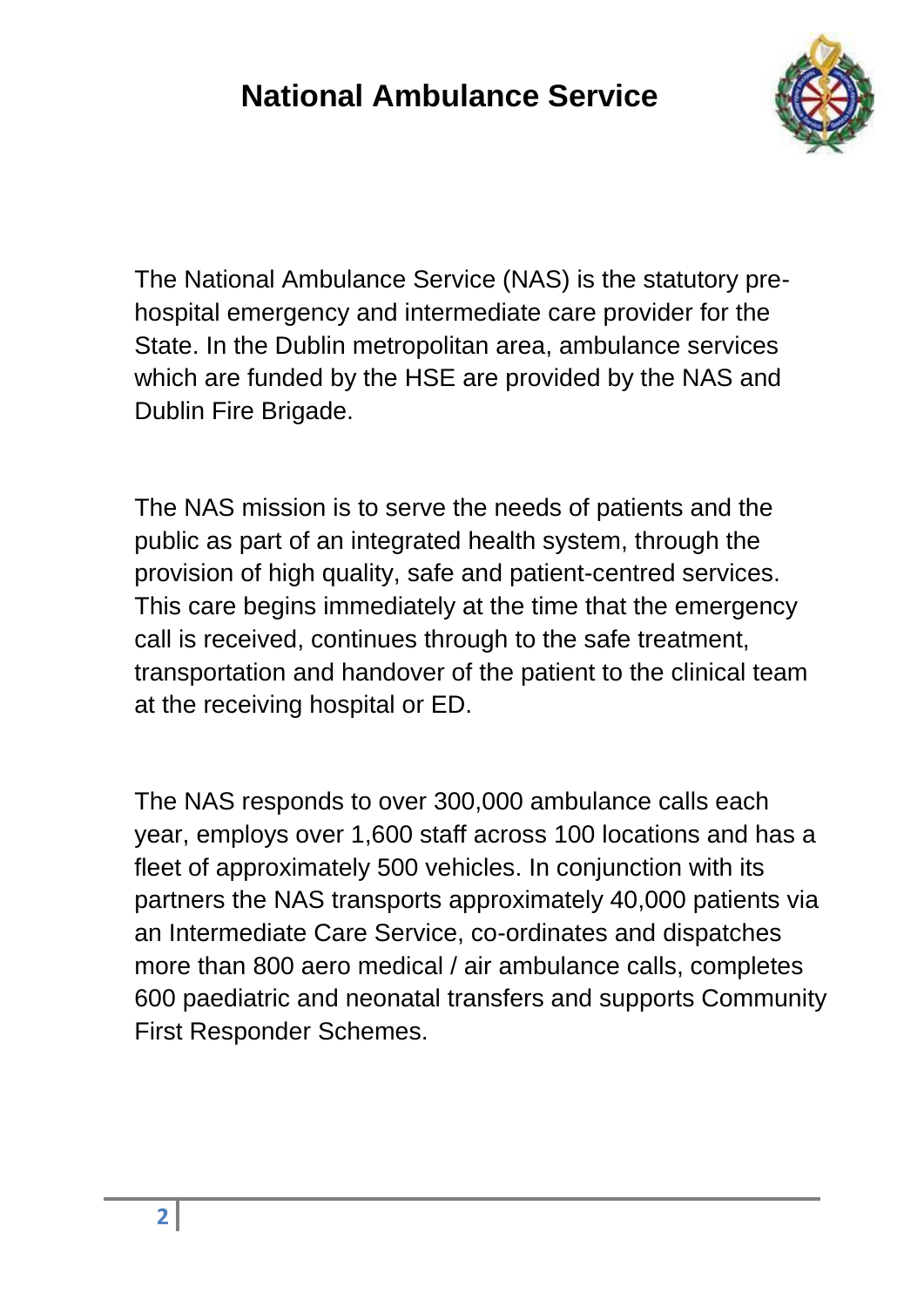# National Ambulance Service

The National Ambulance Service (NAS) is the statutory pre-hospital emergency and intermediate care provider for the State. In the Dublin metropolitan area, ambulance services which are funded by the HSE are provided by the NAS and Dublin Fire Brigade.

The NAS mission is to serve the needs of patients and the public as part of an integrated health system, through the provision of high quality, safe and patient-centred services. This care begins immediately at the time that the emergency call is received, continues through to the safe treatment, transportation and handover of the patient to the clinical team at the receiving hospital or ED.

The NAS responds to over 300,000 ambulance calls each year, employs over 1,600 staff across 100 locations and has a fleet of approximately 500 vehicles. In conjunction with its partners the NAS transports approximately 40,000 patients via an Intermediate Care Service, co-ordinates and dispatches more than 800 aero medical / air ambulance calls, completes 600 paediatric and neonatal transfers and supports Community First Responder Schemes.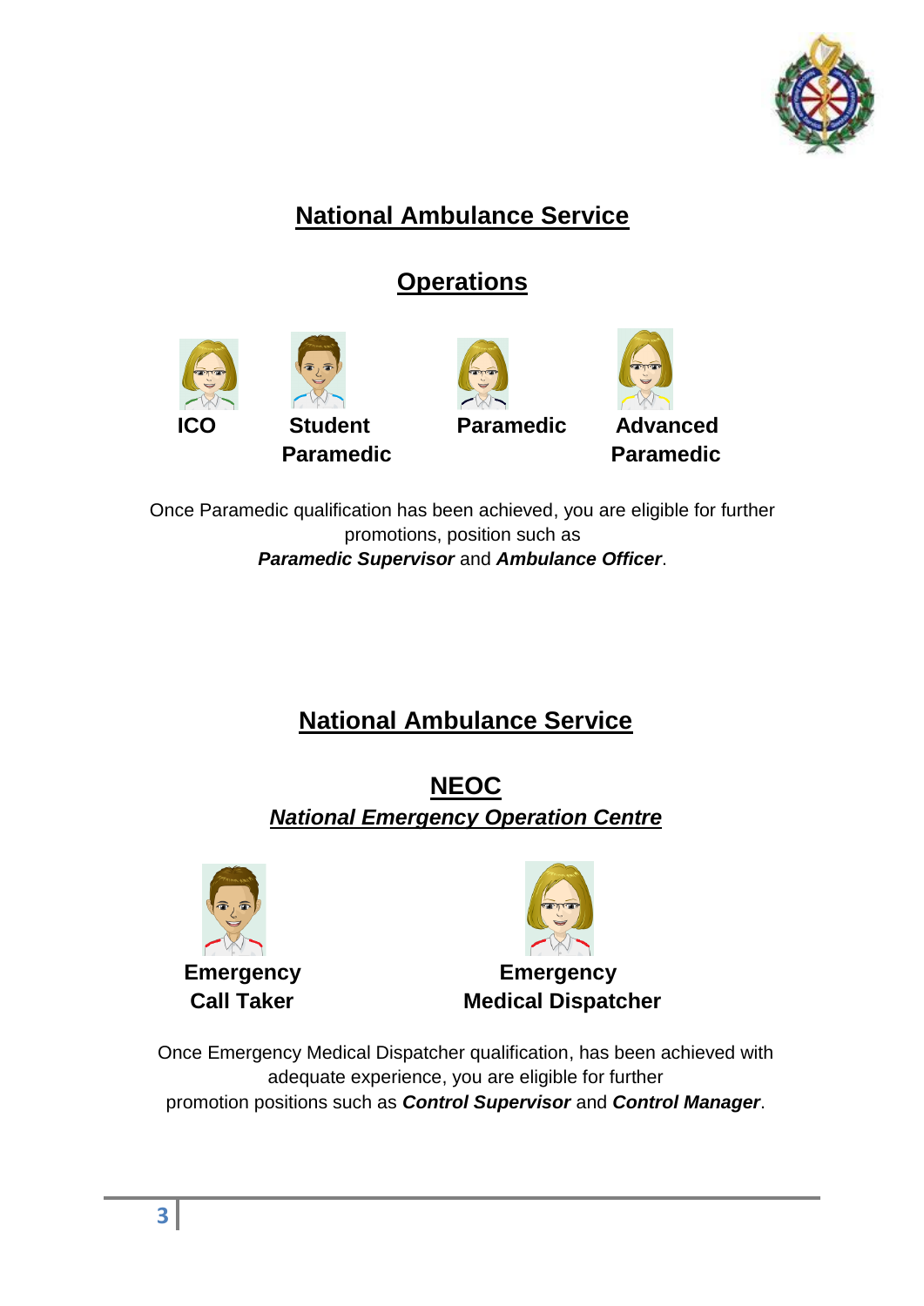# National Ambulance Service

## Operations

**ICO** **Student Paramedic** **Paramedic** **Advanced Paramedic**

Once Paramedic qualification has been achieved, you are eligible for further promotions, position such as ***Paramedic Supervisor*** and ***Ambulance Officer***.

# National Ambulance Service

## NEOC

### *National Emergency Operation Centre*

**Emergency Call Taker** **Emergency Medical Dispatcher**

Once Emergency Medical Dispatcher qualification, has been achieved with adequate experience, you are eligible for further promotion positions such as ***Control Supervisor*** and ***Control Manager***.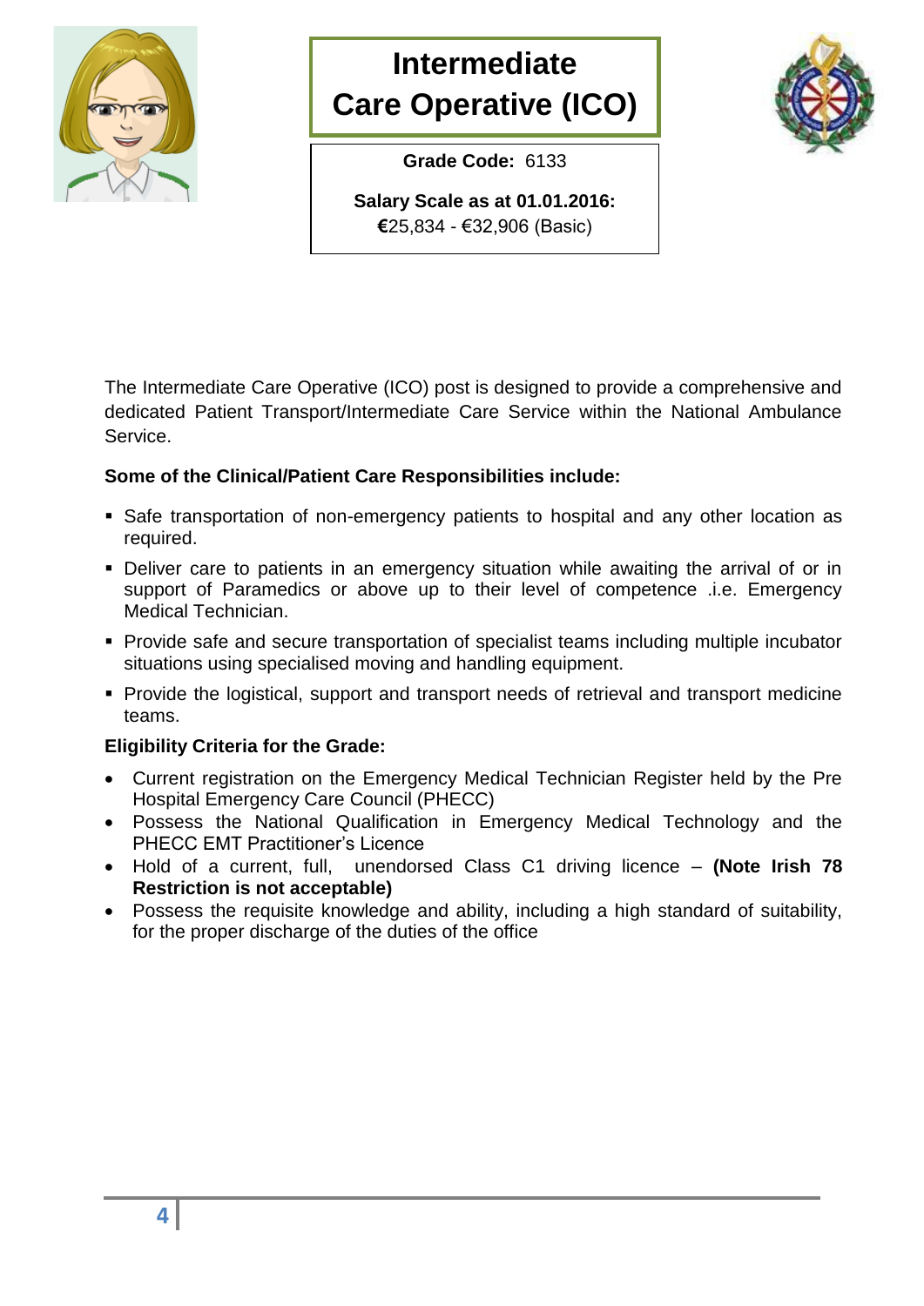# Intermediate Care Operative (ICO)

**Grade Code:** 6133

**Salary Scale as at 01.01.2016:**
€25,834 - €32,906 (Basic)

The Intermediate Care Operative (ICO) post is designed to provide a comprehensive and dedicated Patient Transport/Intermediate Care Service within the National Ambulance Service.

**Some of the Clinical/Patient Care Responsibilities include:**

- Safe transportation of non-emergency patients to hospital and any other location as required.
- Deliver care to patients in an emergency situation while awaiting the arrival of or in support of Paramedics or above up to their level of competence .i.e. Emergency Medical Technician.
- Provide safe and secure transportation of specialist teams including multiple incubator situations using specialised moving and handling equipment.
- Provide the logistical, support and transport needs of retrieval and transport medicine teams.

**Eligibility Criteria for the Grade:**

- Current registration on the Emergency Medical Technician Register held by the Pre Hospital Emergency Care Council (PHECC)
- Possess the National Qualification in Emergency Medical Technology and the PHECC EMT Practitioner's Licence
- Hold of a current, full, unendorsed Class C1 driving licence – **(Note Irish 78 Restriction is not acceptable)**
- Possess the requisite knowledge and ability, including a high standard of suitability, for the proper discharge of the duties of the office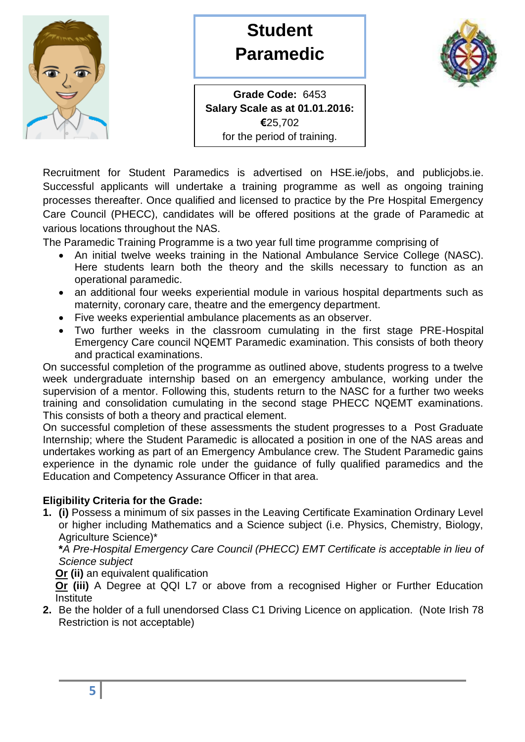# Student Paramedic

**Grade Code:** 6453
**Salary Scale as at 01.01.2016:**
**€**25,702
for the period of training.

Recruitment for Student Paramedics is advertised on HSE.ie/jobs, and publicjobs.ie. Successful applicants will undertake a training programme as well as ongoing training processes thereafter. Once qualified and licensed to practice by the Pre Hospital Emergency Care Council (PHECC), candidates will be offered positions at the grade of Paramedic at various locations throughout the NAS.

The Paramedic Training Programme is a two year full time programme comprising of

- An initial twelve weeks training in the National Ambulance Service College (NASC). Here students learn both the theory and the skills necessary to function as an operational paramedic.
- an additional four weeks experiential module in various hospital departments such as maternity, coronary care, theatre and the emergency department.
- Five weeks experiential ambulance placements as an observer.
- Two further weeks in the classroom cumulating in the first stage PRE-Hospital Emergency Care council NQEMT Paramedic examination. This consists of both theory and practical examinations.

On successful completion of the programme as outlined above, students progress to a twelve week undergraduate internship based on an emergency ambulance, working under the supervision of a mentor. Following this, students return to the NASC for a further two weeks training and consolidation cumulating in the second stage PHECC NQEMT examinations. This consists of both a theory and practical element.

On successful completion of these assessments the student progresses to a Post Graduate Internship; where the Student Paramedic is allocated a position in one of the NAS areas and undertakes working as part of an Emergency Ambulance crew. The Student Paramedic gains experience in the dynamic role under the guidance of fully qualified paramedics and the Education and Competency Assurance Officer in that area.

**Eligibility Criteria for the Grade:**

1. **(i)** Possess a minimum of six passes in the Leaving Certificate Examination Ordinary Level or higher including Mathematics and a Science subject (i.e. Physics, Chemistry, Biology, Agriculture Science)*

   ***A Pre-Hospital Emergency Care Council (PHECC) EMT Certificate is acceptable in lieu of Science subject***

   **Or (ii)** an equivalent qualification

   **Or (iii)** A Degree at QQI L7 or above from a recognised Higher or Further Education Institute
2. Be the holder of a full unendorsed Class C1 Driving Licence on application. (Note Irish 78 Restriction is not acceptable)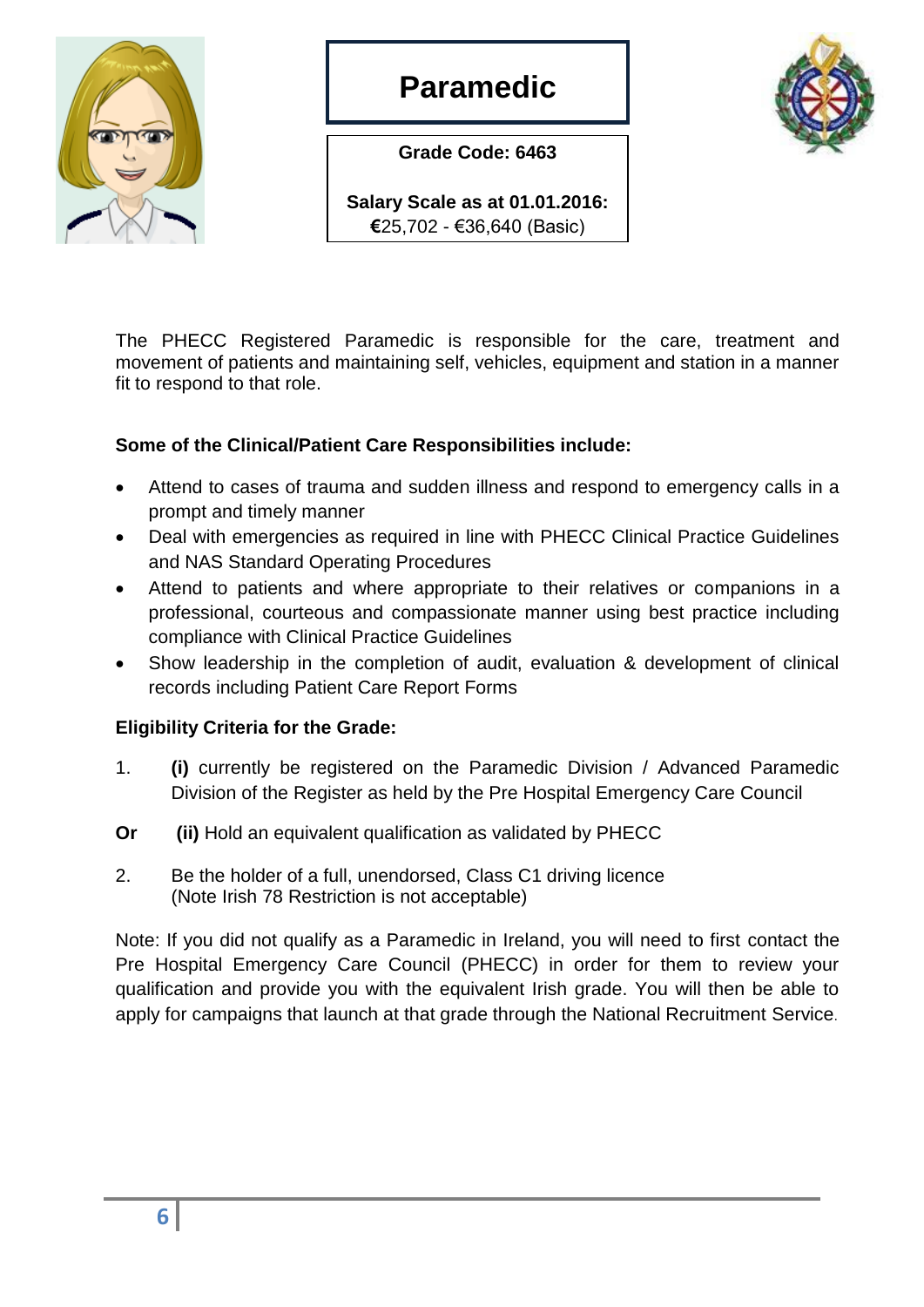# Paramedic

**Grade Code: 6463**

**Salary Scale as at 01.01.2016:**
€25,702 - €36,640 (Basic)

The PHECC Registered Paramedic is responsible for the care, treatment and movement of patients and maintaining self, vehicles, equipment and station in a manner fit to respond to that role.

**Some of the Clinical/Patient Care Responsibilities include:**

- Attend to cases of trauma and sudden illness and respond to emergency calls in a prompt and timely manner
- Deal with emergencies as required in line with PHECC Clinical Practice Guidelines and NAS Standard Operating Procedures
- Attend to patients and where appropriate to their relatives or companions in a professional, courteous and compassionate manner using best practice including compliance with Clinical Practice Guidelines
- Show leadership in the completion of audit, evaluation & development of clinical records including Patient Care Report Forms

**Eligibility Criteria for the Grade:**

1. **(i)** currently be registered on the Paramedic Division / Advanced Paramedic Division of the Register as held by the Pre Hospital Emergency Care Council

**Or** **(ii)** Hold an equivalent qualification as validated by PHECC

2. Be the holder of a full, unendorsed, Class C1 driving licence
(Note Irish 78 Restriction is not acceptable)

Note: If you did not qualify as a Paramedic in Ireland, you will need to first contact the Pre Hospital Emergency Care Council (PHECC) in order for them to review your qualification and provide you with the equivalent Irish grade. You will then be able to apply for campaigns that launch at that grade through the National Recruitment Service.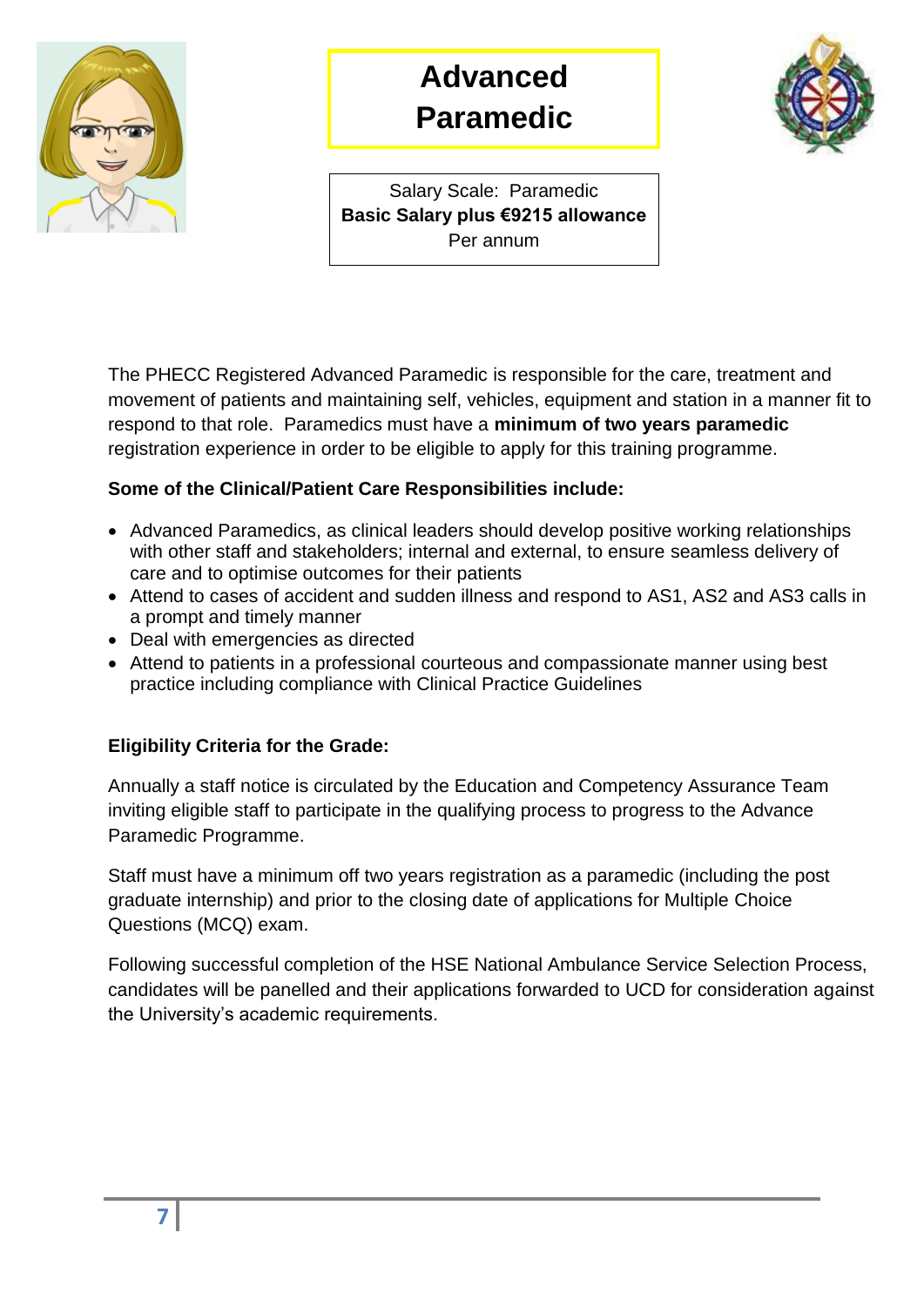# Advanced Paramedic

Salary Scale: Paramedic
**Basic Salary plus €9215 allowance**
Per annum

The PHECC Registered Advanced Paramedic is responsible for the care, treatment and movement of patients and maintaining self, vehicles, equipment and station in a manner fit to respond to that role. Paramedics must have a **minimum of two years paramedic** registration experience in order to be eligible to apply for this training programme.

**Some of the Clinical/Patient Care Responsibilities include:**

- Advanced Paramedics, as clinical leaders should develop positive working relationships with other staff and stakeholders; internal and external, to ensure seamless delivery of care and to optimise outcomes for their patients
- Attend to cases of accident and sudden illness and respond to AS1, AS2 and AS3 calls in a prompt and timely manner
- Deal with emergencies as directed
- Attend to patients in a professional courteous and compassionate manner using best practice including compliance with Clinical Practice Guidelines

**Eligibility Criteria for the Grade:**

Annually a staff notice is circulated by the Education and Competency Assurance Team inviting eligible staff to participate in the qualifying process to progress to the Advance Paramedic Programme.

Staff must have a minimum off two years registration as a paramedic (including the post graduate internship) and prior to the closing date of applications for Multiple Choice Questions (MCQ) exam.

Following successful completion of the HSE National Ambulance Service Selection Process, candidates will be panelled and their applications forwarded to UCD for consideration against the University's academic requirements.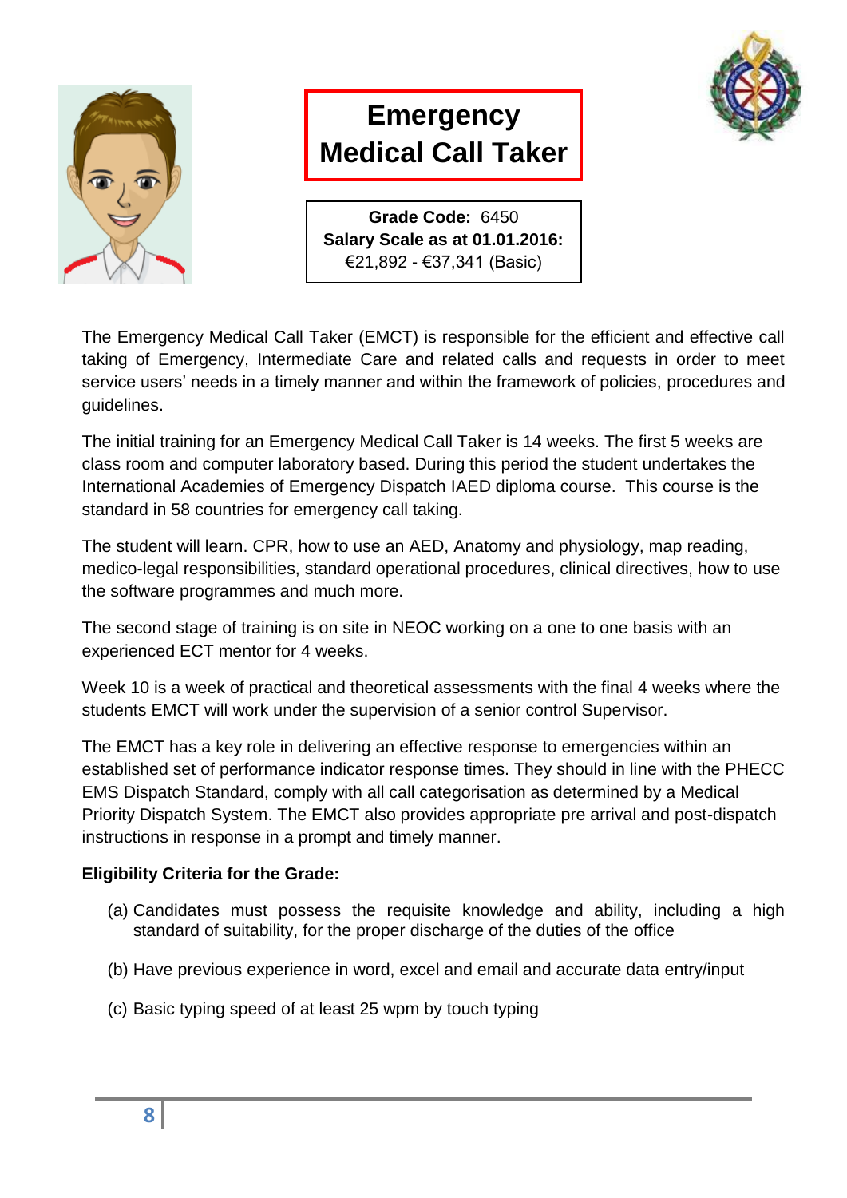# Emergency Medical Call Taker

**Grade Code:** 6450
**Salary Scale as at 01.01.2016:**
€21,892 - €37,341 (Basic)

The Emergency Medical Call Taker (EMCT) is responsible for the efficient and effective call taking of Emergency, Intermediate Care and related calls and requests in order to meet service users' needs in a timely manner and within the framework of policies, procedures and guidelines.

The initial training for an Emergency Medical Call Taker is 14 weeks. The first 5 weeks are class room and computer laboratory based. During this period the student undertakes the International Academies of Emergency Dispatch IAED diploma course. This course is the standard in 58 countries for emergency call taking.

The student will learn. CPR, how to use an AED, Anatomy and physiology, map reading, medico-legal responsibilities, standard operational procedures, clinical directives, how to use the software programmes and much more.

The second stage of training is on site in NEOC working on a one to one basis with an experienced ECT mentor for 4 weeks.

Week 10 is a week of practical and theoretical assessments with the final 4 weeks where the students EMCT will work under the supervision of a senior control Supervisor.

The EMCT has a key role in delivering an effective response to emergencies within an established set of performance indicator response times. They should in line with the PHECC EMS Dispatch Standard, comply with all call categorisation as determined by a Medical Priority Dispatch System. The EMCT also provides appropriate pre arrival and post-dispatch instructions in response in a prompt and timely manner.

**Eligibility Criteria for the Grade:**

(a) Candidates must possess the requisite knowledge and ability, including a high standard of suitability, for the proper discharge of the duties of the office

(b) Have previous experience in word, excel and email and accurate data entry/input

(c) Basic typing speed of at least 25 wpm by touch typing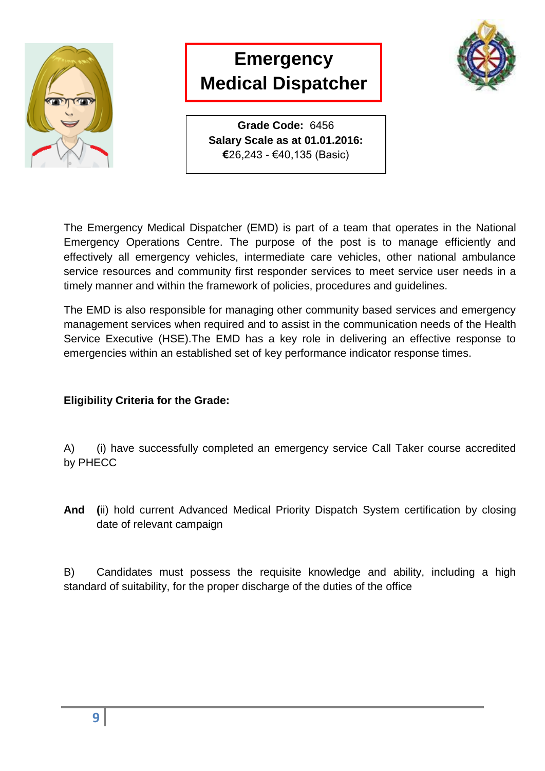# Emergency Medical Dispatcher

**Grade Code:** 6456
**Salary Scale as at 01.01.2016:**
**€**26,243 - €40,135 (Basic)

The Emergency Medical Dispatcher (EMD) is part of a team that operates in the National Emergency Operations Centre. The purpose of the post is to manage efficiently and effectively all emergency vehicles, intermediate care vehicles, other national ambulance service resources and community first responder services to meet service user needs in a timely manner and within the framework of policies, procedures and guidelines.

The EMD is also responsible for managing other community based services and emergency management services when required and to assist in the communication needs of the Health Service Executive (HSE).The EMD has a key role in delivering an effective response to emergencies within an established set of key performance indicator response times.

**Eligibility Criteria for the Grade:**

A) (i) have successfully completed an emergency service Call Taker course accredited by PHECC

**And (**ii) hold current Advanced Medical Priority Dispatch System certification by closing date of relevant campaign

B) Candidates must possess the requisite knowledge and ability, including a high standard of suitability, for the proper discharge of the duties of the office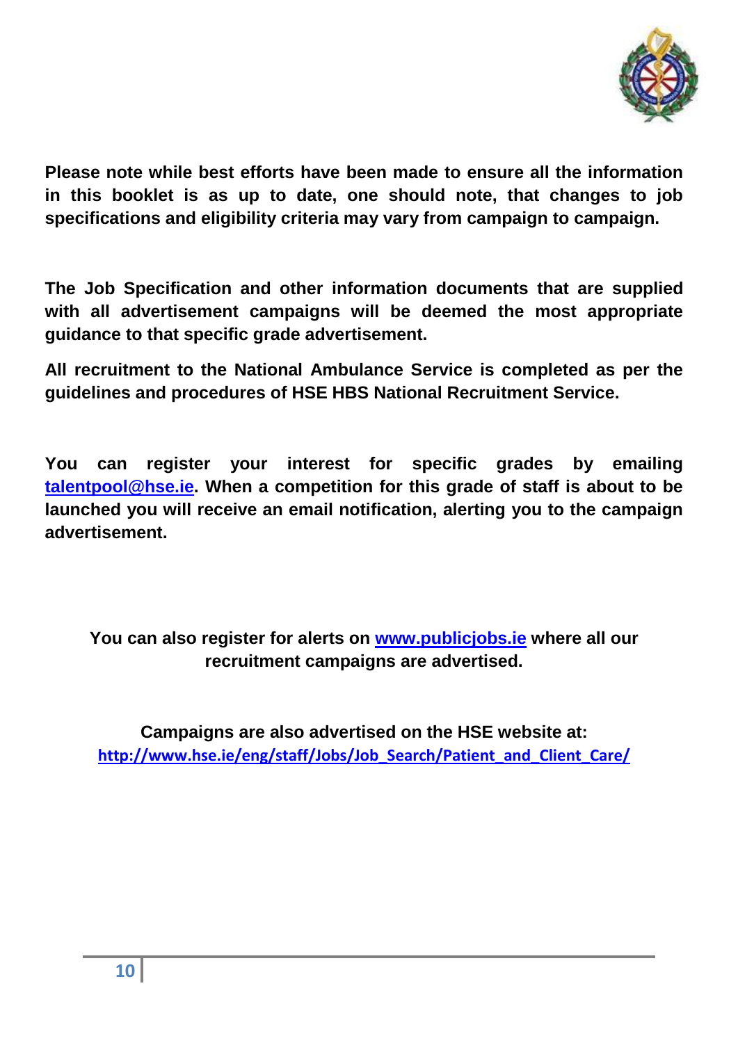**Please note while best efforts have been made to ensure all the information in this booklet is as up to date, one should note, that changes to job specifications and eligibility criteria may vary from campaign to campaign.**

**The Job Specification and other information documents that are supplied with all advertisement campaigns will be deemed the most appropriate guidance to that specific grade advertisement.**

**All recruitment to the National Ambulance Service is completed as per the guidelines and procedures of HSE HBS National Recruitment Service.**

**You can register your interest for specific grades by emailing [talentpool@hse.ie](mailto:talentpool@hse.ie). When a competition for this grade of staff is about to be launched you will receive an email notification, alerting you to the campaign advertisement.**

**You can also register for alerts on [www.publicjobs.ie](http://www.publicjobs.ie) where all our recruitment campaigns are advertised.**

**Campaigns are also advertised on the HSE website at:**
**[http://www.hse.ie/eng/staff/Jobs/Job_Search/Patient_and_Client_Care/](http://www.hse.ie/eng/staff/Jobs/Job_Search/Patient_and_Client_Care/)**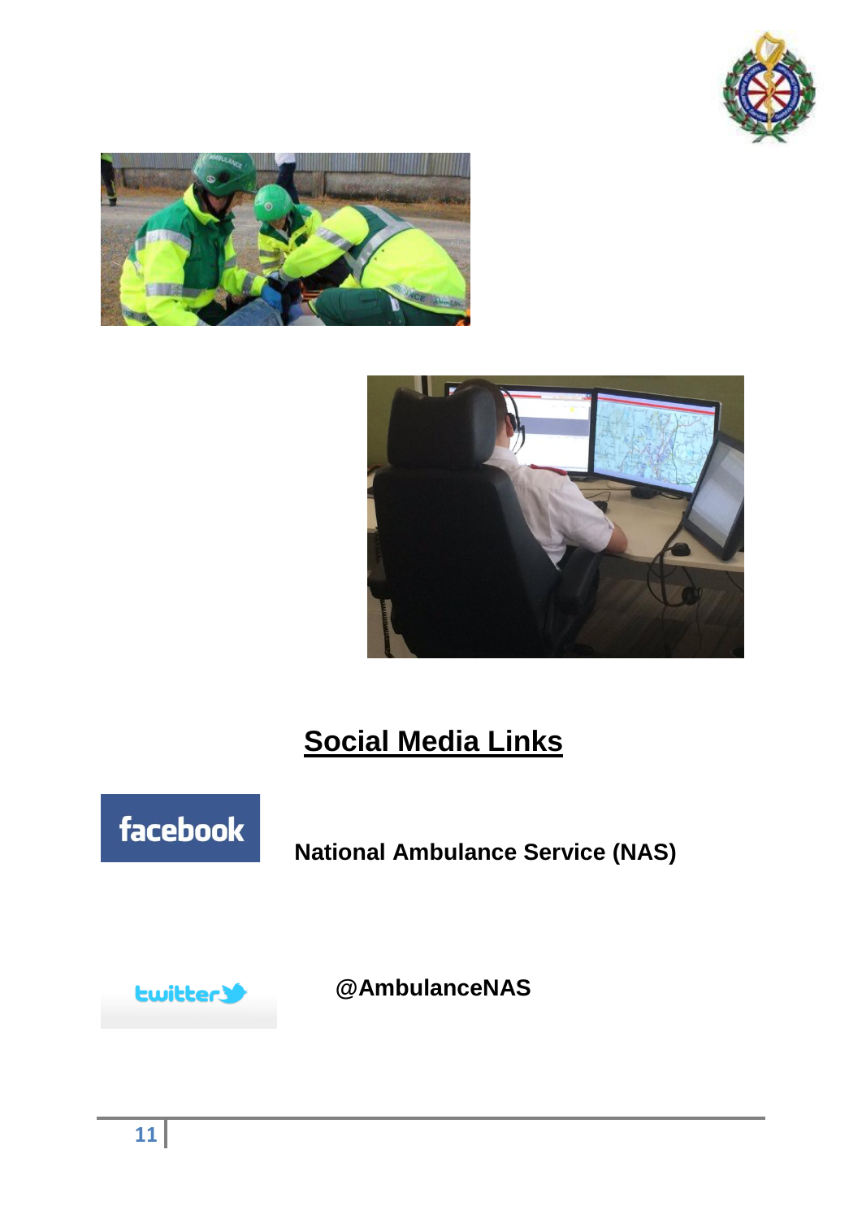## Social Media Links

facebook **National Ambulance Service (NAS)**

twitter **@AmbulanceNAS**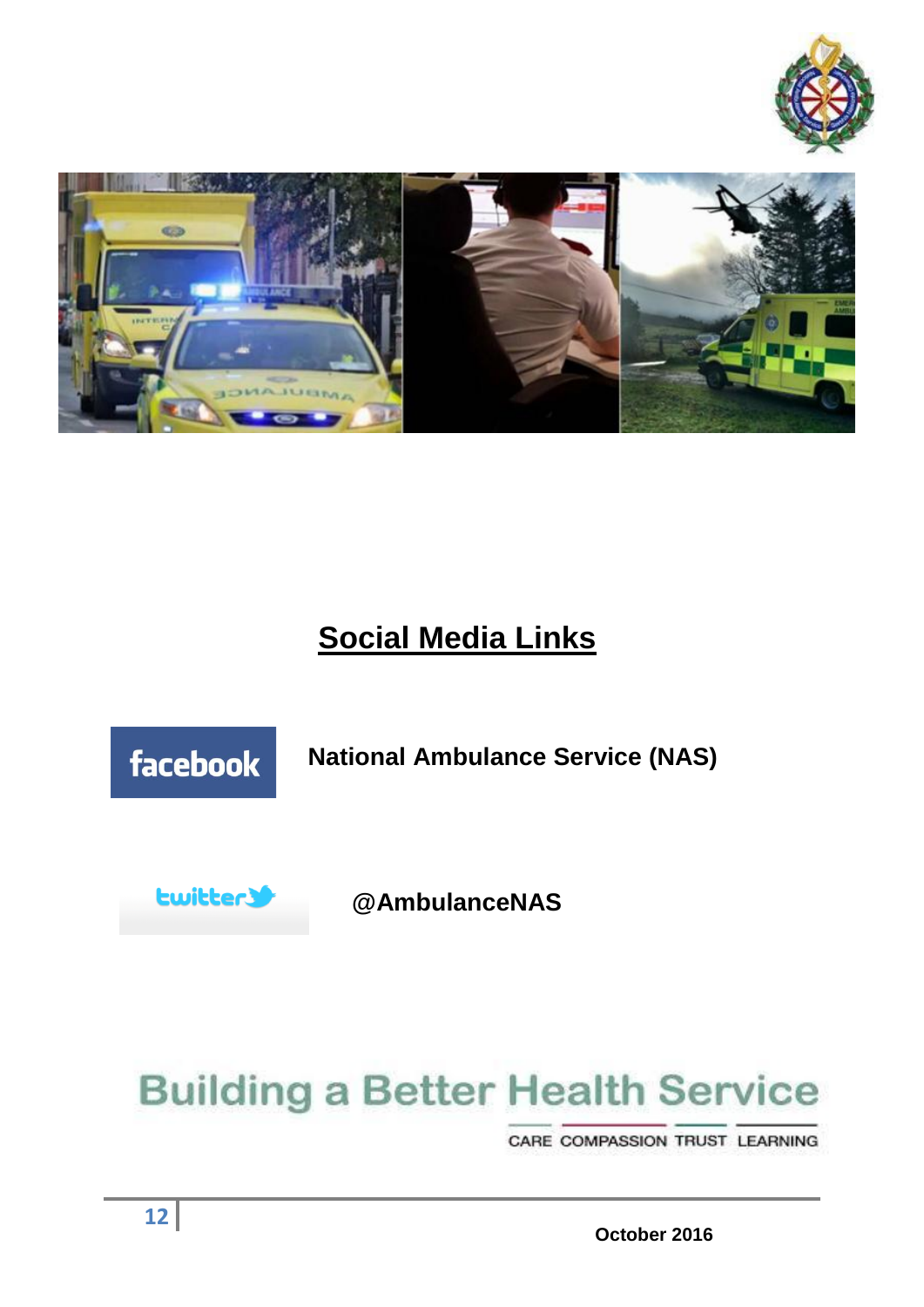## Social Media Links

facebook **National Ambulance Service (NAS)**

twitter **@AmbulanceNAS**

Building a Better Health Service

CARE COMPASSION TRUST LEARNING

October 2016